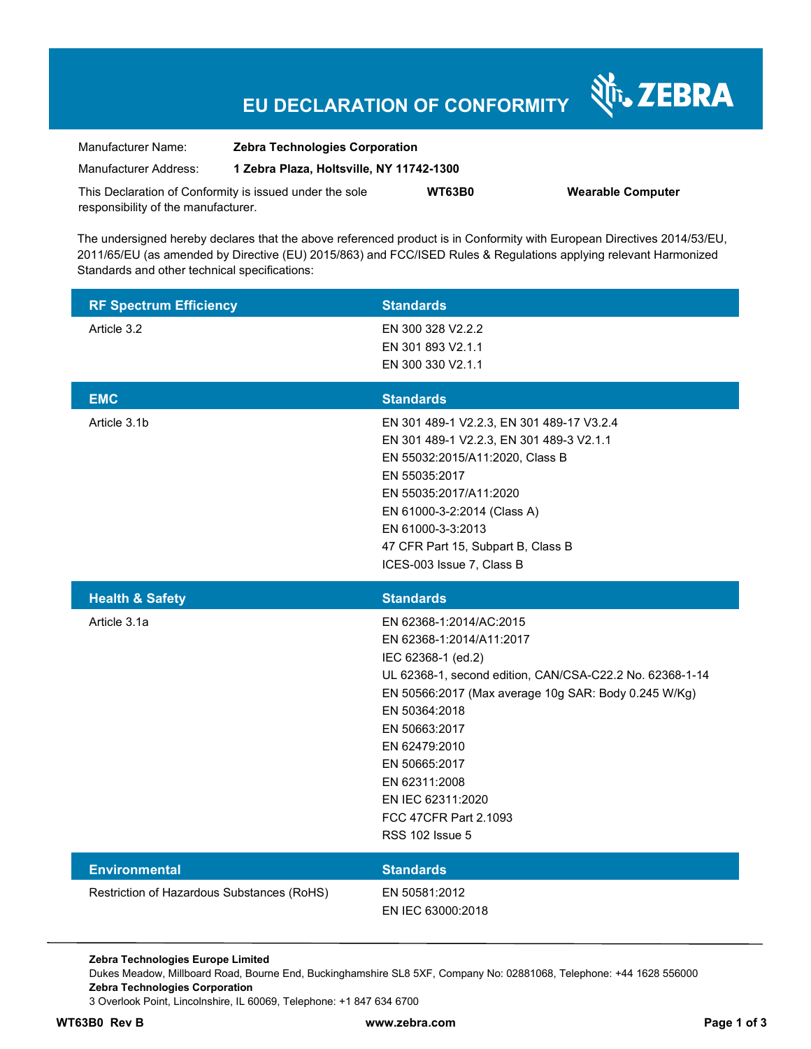# EU DECLARATION OF CONFORMITY

ZEBRA

| | |
|---|---|
| Manufacturer Name: | **Zebra Technologies Corporation** |
| Manufacturer Address: | **1 Zebra Plaza, Holtsville, NY 11742-1300** |

This Declaration of Conformity is issued under the sole responsibility of the manufacturer. **WT63B0** **Wearable Computer**

The undersigned hereby declares that the above referenced product is in Conformity with European Directives 2014/53/EU, 2011/65/EU (as amended by Directive (EU) 2015/863) and FCC/ISED Rules & Regulations applying relevant Harmonized Standards and other technical specifications:

| RF Spectrum Efficiency | Standards |
|---|---|
| Article 3.2 | EN 300 328 V2.2.2<br>EN 301 893 V2.1.1<br>EN 300 330 V2.1.1 |

| EMC | Standards |
|---|---|
| Article 3.1b | EN 301 489-1 V2.2.3, EN 301 489-17 V3.2.4<br>EN 301 489-1 V2.2.3, EN 301 489-3 V2.1.1<br>EN 55032:2015/A11:2020, Class B<br>EN 55035:2017<br>EN 55035:2017/A11:2020<br>EN 61000-3-2:2014 (Class A)<br>EN 61000-3-3:2013<br>47 CFR Part 15, Subpart B, Class B<br>ICES-003 Issue 7, Class B |

| Health & Safety | Standards |
|---|---|
| Article 3.1a | EN 62368-1:2014/AC:2015<br>EN 62368-1:2014/A11:2017<br>IEC 62368-1 (ed.2)<br>UL 62368-1, second edition, CAN/CSA-C22.2 No. 62368-1-14<br>EN 50566:2017 (Max average 10g SAR: Body 0.245 W/Kg)<br>EN 50364:2018<br>EN 50663:2017<br>EN 62479:2010<br>EN 50665:2017<br>EN 62311:2008<br>EN IEC 62311:2020<br>FCC 47CFR Part 2.1093<br>RSS 102 Issue 5 |

| Environmental | Standards |
|---|---|
| Restriction of Hazardous Substances (RoHS) | EN 50581:2012<br>EN IEC 63000:2018 |

**Zebra Technologies Europe Limited**
Dukes Meadow, Millboard Road, Bourne End, Buckinghamshire SL8 5XF, Company No: 02881068, Telephone: +44 1628 556000
**Zebra Technologies Corporation**
3 Overlook Point, Lincolnshire, IL 60069, Telephone: +1 847 634 6700

**WT63B0 Rev B** **www.zebra.com**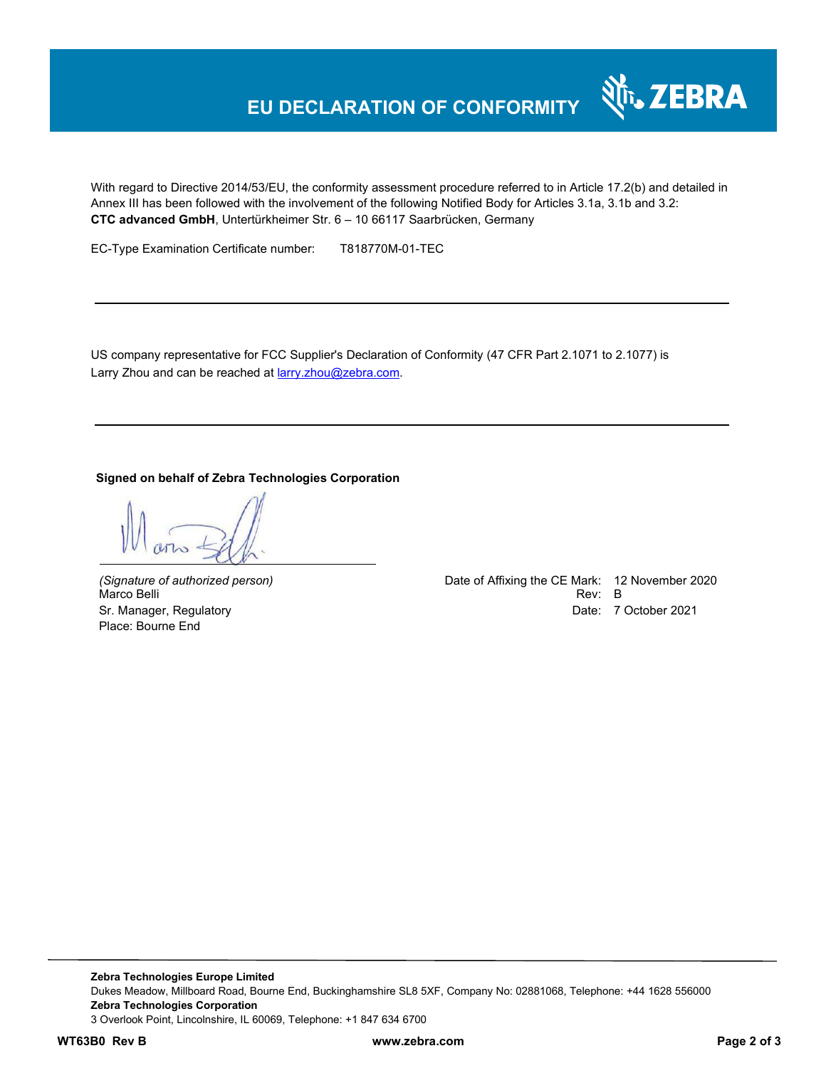# EU DECLARATION OF CONFORMITY

With regard to Directive 2014/53/EU, the conformity assessment procedure referred to in Article 17.2(b) and detailed in Annex III has been followed with the involvement of the following Notified Body for Articles 3.1a, 3.1b and 3.2:
**CTC advanced GmbH**, Untertürkheimer Str. 6 – 10 66117 Saarbrücken, Germany

EC-Type Examination Certificate number: T818770M-01-TEC

---

US company representative for FCC Supplier's Declaration of Conformity (47 CFR Part 2.1071 to 2.1077) is Larry Zhou and can be reached at larry.zhou@zebra.com.

---

**Signed on behalf of Zebra Technologies Corporation**

*(Signature of authorized person)*
Marco Belli
Sr. Manager, Regulatory
Place: Bourne End

Date of Affixing the CE Mark: 12 November 2020
Rev: B
Date: 7 October 2021

---

**Zebra Technologies Europe Limited**
Dukes Meadow, Millboard Road, Bourne End, Buckinghamshire SL8 5XF, Company No: 02881068, Telephone: +44 1628 556000
**Zebra Technologies Corporation**
3 Overlook Point, Lincolnshire, IL 60069, Telephone: +1 847 634 6700

**WT63B0 Rev B** **www.zebra.com**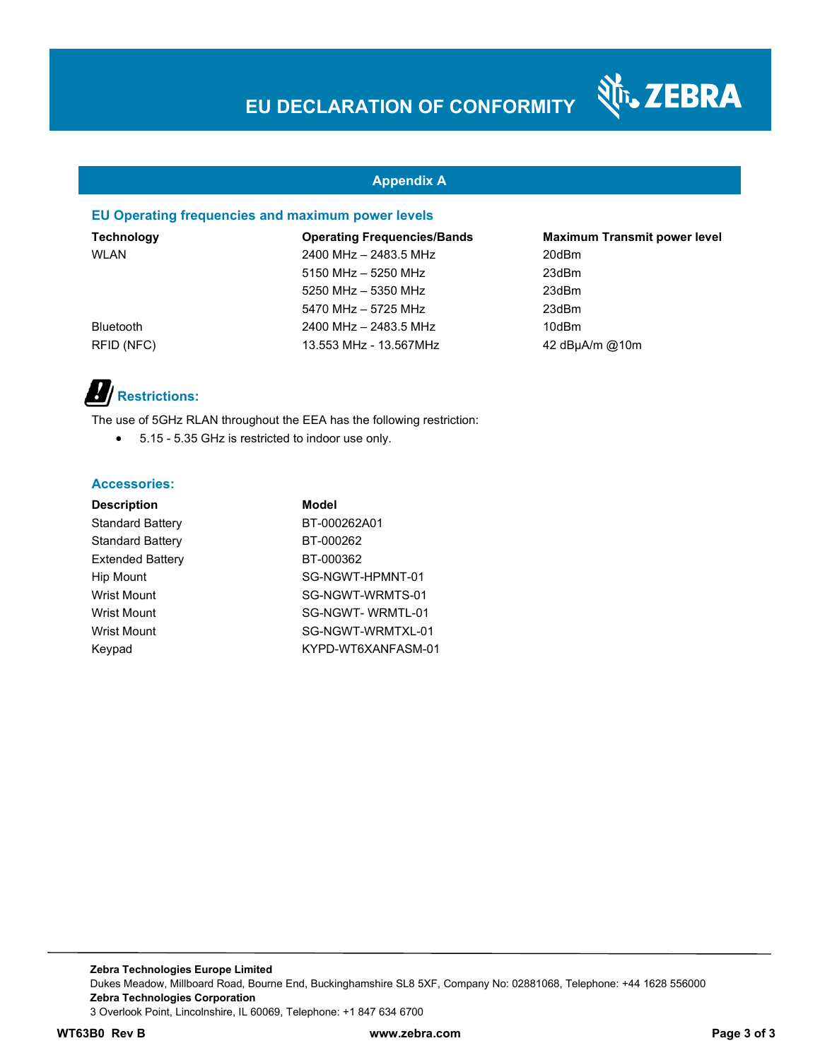# EU DECLARATION OF CONFORMITY

## Appendix A

### EU Operating frequencies and maximum power levels

| Technology | Operating Frequencies/Bands | Maximum Transmit power level |
|---|---|---|
| WLAN | 2400 MHz – 2483.5 MHz | 20dBm |
| | 5150 MHz – 5250 MHz | 23dBm |
| | 5250 MHz – 5350 MHz | 23dBm |
| | 5470 MHz – 5725 MHz | 23dBm |
| Bluetooth | 2400 MHz – 2483.5 MHz | 10dBm |
| RFID (NFC) | 13.553 MHz - 13.567MHz | 42 dBµA/m @10m |

### Restrictions:

The use of 5GHz RLAN throughout the EEA has the following restriction:

- 5.15 - 5.35 GHz is restricted to indoor use only.

### Accessories:

| Description | Model |
|---|---|
| Standard Battery | BT-000262A01 |
| Standard Battery | BT-000262 |
| Extended Battery | BT-000362 |
| Hip Mount | SG-NGWT-HPMNT-01 |
| Wrist Mount | SG-NGWT-WRMTS-01 |
| Wrist Mount | SG-NGWT- WRMTL-01 |
| Wrist Mount | SG-NGWT-WRMTXL-01 |
| Keypad | KYPD-WT6XANFASM-01 |

**Zebra Technologies Europe Limited**
Dukes Meadow, Millboard Road, Bourne End, Buckinghamshire SL8 5XF, Company No: 02881068, Telephone: +44 1628 556000
**Zebra Technologies Corporation**
3 Overlook Point, Lincolnshire, IL 60069, Telephone: +1 847 634 6700

**WT63B0 Rev B** **www.zebra.com**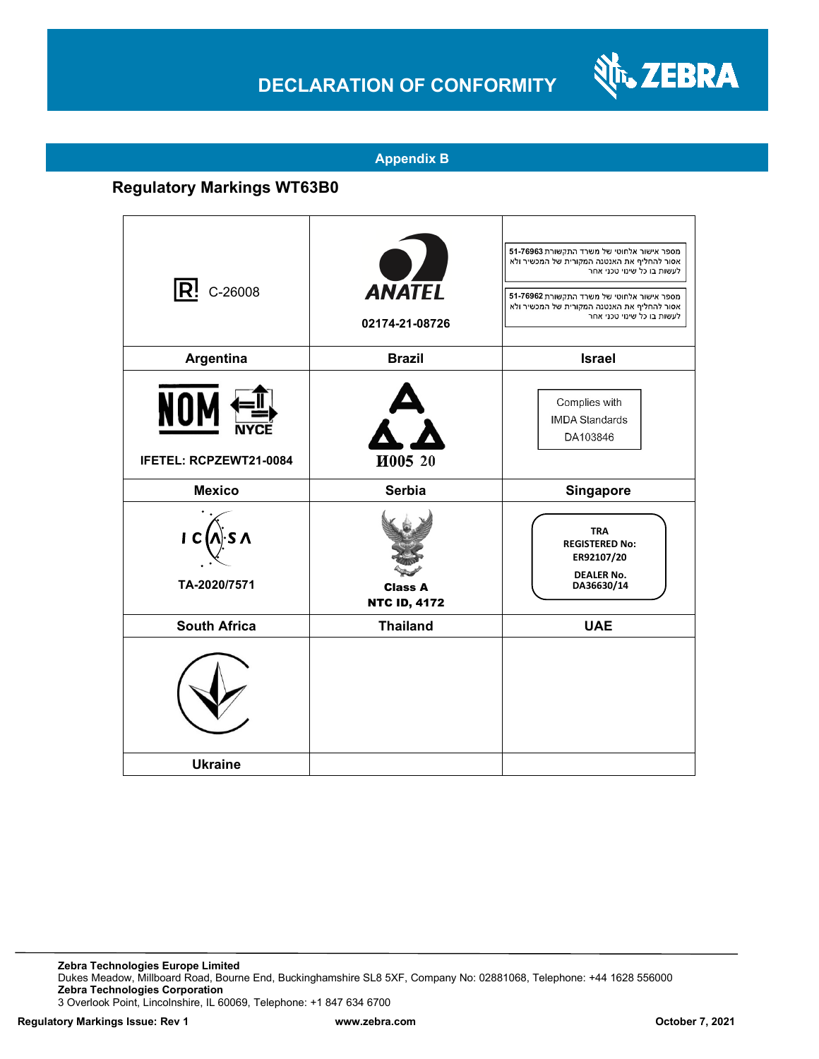# DECLARATION OF CONFORMITY

## Appendix B

### Regulatory Markings WT63B0

| | | |
|---|---|---|
| C-26008 | ANATEL 02174-21-08726 | מספר אישור אלחוטי של משרד התקשורת 51-76963 אסור להחליף את האנטנה המקורית של המכשיר ולא לעשות בו כל שינוי טכני אחר<br>מספר אישור אלחוטי של משרד התקשורת 51-76962 אסור להחליף את האנטנה המקורית של המכשיר ולא לעשות בו כל שינוי טכני אחר |
| **Argentina** | **Brazil** | **Israel** |
| NOM NYCE IFETEL: RCPZEWT21-0084 | И005 20 | Complies with IMDA Standards DA103846 |
| **Mexico** | **Serbia** | **Singapore** |
| ICASA TA-2020/7571 | Class A NTC ID, 4172 | TRA REGISTERED No: ER92107/20 DEALER No. DA36630/14 |
| **South Africa** | **Thailand** | **UAE** |
| | | |
| **Ukraine** | | |

**Zebra Technologies Europe Limited**
Dukes Meadow, Millboard Road, Bourne End, Buckinghamshire SL8 5XF, Company No: 02881068, Telephone: +44 1628 556000
**Zebra Technologies Corporation**
3 Overlook Point, Lincolnshire, IL 60069, Telephone: +1 847 634 6700

**Regulatory Markings Issue: Rev 1** **www.zebra.com** **October 7, 2021**